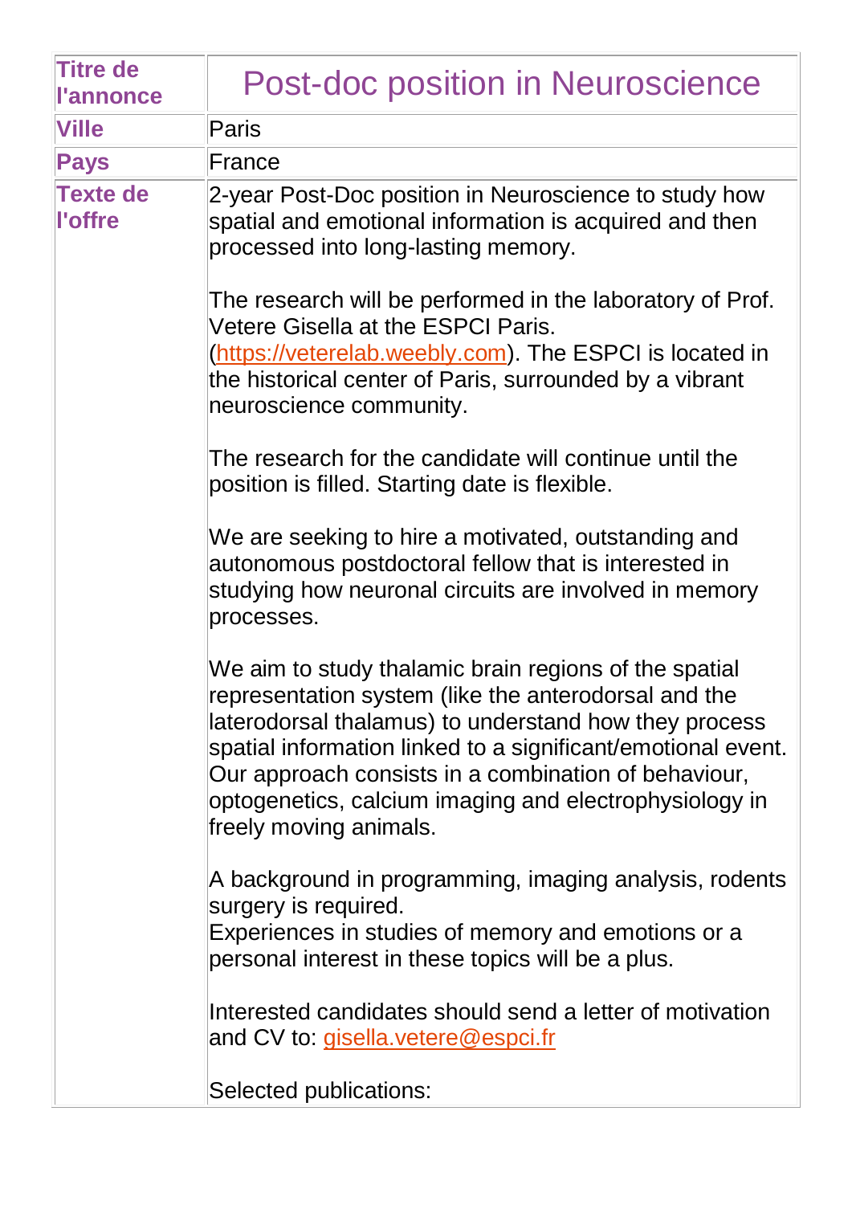| | |
|---|---|
| **Titre de l'annonce** | Post-doc position in Neuroscience |
| **Ville** | Paris |
| **Pays** | France |
| **Texte de l'offre** | 2-year Post-Doc position in Neuroscience to study how spatial and emotional information is acquired and then processed into long-lasting memory.<br><br>The research will be performed in the laboratory of Prof. Vetere Gisella at the ESPCI Paris. (https://veterelab.weebly.com). The ESPCI is located in the historical center of Paris, surrounded by a vibrant neuroscience community.<br><br>The research for the candidate will continue until the position is filled. Starting date is flexible.<br><br>We are seeking to hire a motivated, outstanding and autonomous postdoctoral fellow that is interested in studying how neuronal circuits are involved in memory processes.<br><br>We aim to study thalamic brain regions of the spatial representation system (like the anterodorsal and the laterodorsal thalamus) to understand how they process spatial information linked to a significant/emotional event. Our approach consists in a combination of behaviour, optogenetics, calcium imaging and electrophysiology in freely moving animals.<br><br>A background in programming, imaging analysis, rodents surgery is required.<br>Experiences in studies of memory and emotions or a personal interest in these topics will be a plus.<br><br>Interested candidates should send a letter of motivation and CV to: gisella.vetere@espci.fr<br><br>Selected publications: |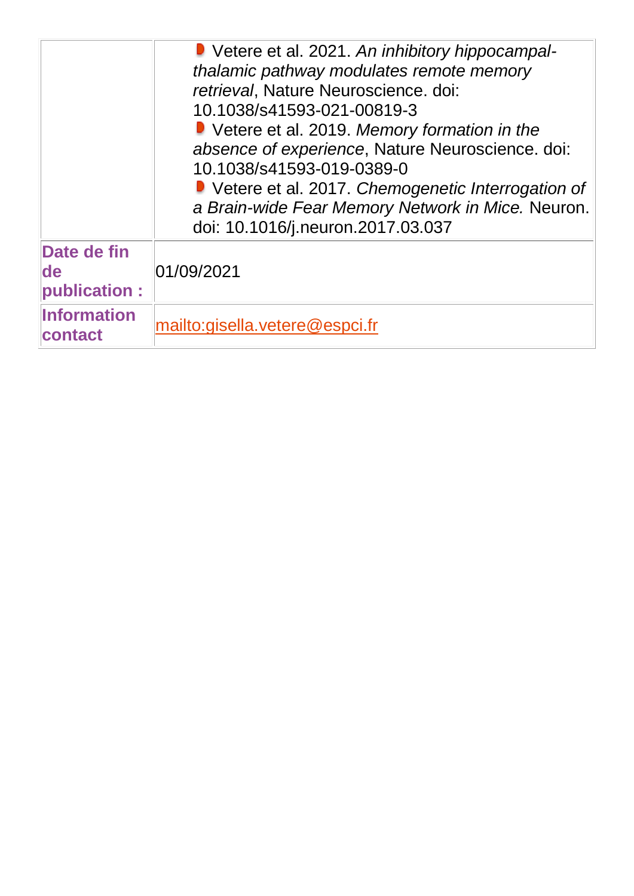| | |
|---|---|
| | Vetere et al. 2021. *An inhibitory hippocampal-thalamic pathway modulates remote memory retrieval*, Nature Neuroscience. doi: 10.1038/s41593-021-00819-3<br>Vetere et al. 2019. *Memory formation in the absence of experience*, Nature Neuroscience. doi: 10.1038/s41593-019-0389-0<br>Vetere et al. 2017. *Chemogenetic Interrogation of a Brain-wide Fear Memory Network in Mice.* Neuron. doi: 10.1016/j.neuron.2017.03.037 |
| **Date de fin de publication :** | 01/09/2021 |
| **Information contact** | mailto:gisella.vetere@espci.fr |